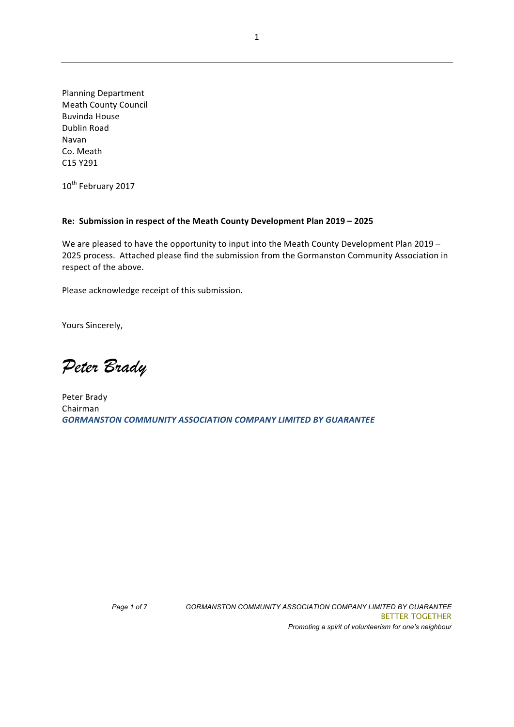Planning Department
Meath County Council
Buvinda House
Dublin Road
Navan
Co. Meath
C15 Y291

10th February 2017

**Re: Submission in respect of the Meath County Development Plan 2019 – 2025**

We are pleased to have the opportunity to input into the Meath County Development Plan 2019 – 2025 process. Attached please find the submission from the Gormanston Community Association in respect of the above.

Please acknowledge receipt of this submission.

Yours Sincerely,

*Peter Brady*

Peter Brady
Chairman
***GORMANSTON COMMUNITY ASSOCIATION COMPANY LIMITED BY GUARANTEE***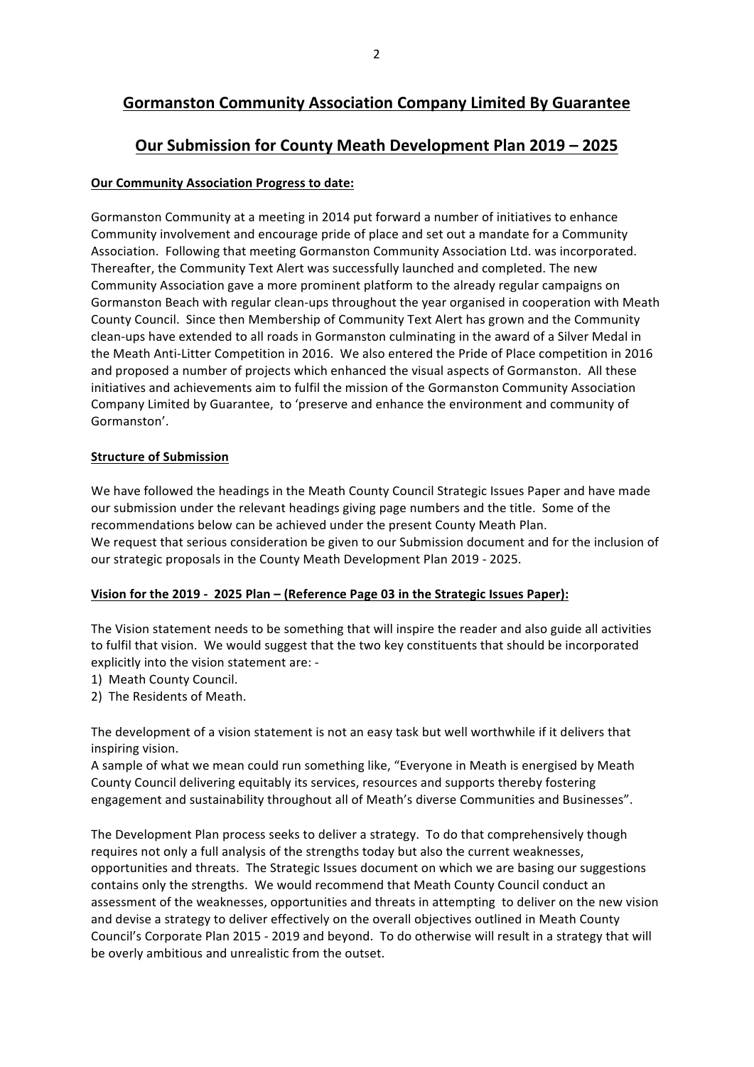## Gormanston Community Association Company Limited By Guarantee

## Our Submission for County Meath Development Plan 2019 – 2025

**Our Community Association Progress to date:**

Gormanston Community at a meeting in 2014 put forward a number of initiatives to enhance Community involvement and encourage pride of place and set out a mandate for a Community Association. Following that meeting Gormanston Community Association Ltd. was incorporated. Thereafter, the Community Text Alert was successfully launched and completed. The new Community Association gave a more prominent platform to the already regular campaigns on Gormanston Beach with regular clean-ups throughout the year organised in cooperation with Meath County Council. Since then Membership of Community Text Alert has grown and the Community clean-ups have extended to all roads in Gormanston culminating in the award of a Silver Medal in the Meath Anti-Litter Competition in 2016. We also entered the Pride of Place competition in 2016 and proposed a number of projects which enhanced the visual aspects of Gormanston. All these initiatives and achievements aim to fulfil the mission of the Gormanston Community Association Company Limited by Guarantee, to 'preserve and enhance the environment and community of Gormanston'.

**Structure of Submission**

We have followed the headings in the Meath County Council Strategic Issues Paper and have made our submission under the relevant headings giving page numbers and the title. Some of the recommendations below can be achieved under the present County Meath Plan.
We request that serious consideration be given to our Submission document and for the inclusion of our strategic proposals in the County Meath Development Plan 2019 - 2025.

**Vision for the 2019 - 2025 Plan – (Reference Page 03 in the Strategic Issues Paper):**

The Vision statement needs to be something that will inspire the reader and also guide all activities to fulfil that vision. We would suggest that the two key constituents that should be incorporated explicitly into the vision statement are: -

1) Meath County Council.
2) The Residents of Meath.

The development of a vision statement is not an easy task but well worthwhile if it delivers that inspiring vision.
A sample of what we mean could run something like, "Everyone in Meath is energised by Meath County Council delivering equitably its services, resources and supports thereby fostering engagement and sustainability throughout all of Meath's diverse Communities and Businesses".

The Development Plan process seeks to deliver a strategy. To do that comprehensively though requires not only a full analysis of the strengths today but also the current weaknesses, opportunities and threats. The Strategic Issues document on which we are basing our suggestions contains only the strengths. We would recommend that Meath County Council conduct an assessment of the weaknesses, opportunities and threats in attempting to deliver on the new vision and devise a strategy to deliver effectively on the overall objectives outlined in Meath County Council's Corporate Plan 2015 - 2019 and beyond. To do otherwise will result in a strategy that will be overly ambitious and unrealistic from the outset.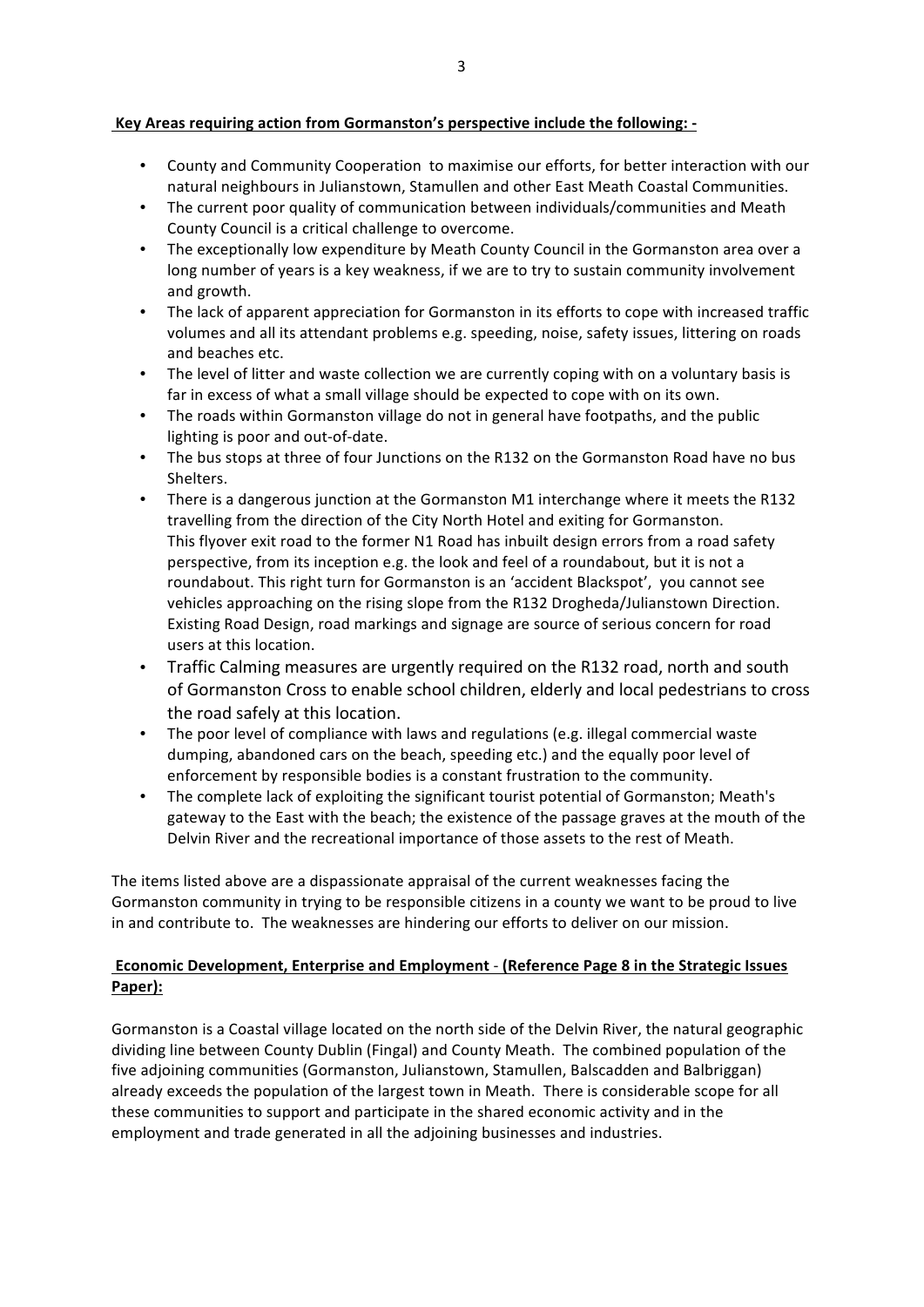**Key Areas requiring action from Gormanston's perspective include the following: -**

- County and Community Cooperation to maximise our efforts, for better interaction with our natural neighbours in Julianstown, Stamullen and other East Meath Coastal Communities.
- The current poor quality of communication between individuals/communities and Meath County Council is a critical challenge to overcome.
- The exceptionally low expenditure by Meath County Council in the Gormanston area over a long number of years is a key weakness, if we are to try to sustain community involvement and growth.
- The lack of apparent appreciation for Gormanston in its efforts to cope with increased traffic volumes and all its attendant problems e.g. speeding, noise, safety issues, littering on roads and beaches etc.
- The level of litter and waste collection we are currently coping with on a voluntary basis is far in excess of what a small village should be expected to cope with on its own.
- The roads within Gormanston village do not in general have footpaths, and the public lighting is poor and out-of-date.
- The bus stops at three of four Junctions on the R132 on the Gormanston Road have no bus Shelters.
- There is a dangerous junction at the Gormanston M1 interchange where it meets the R132 travelling from the direction of the City North Hotel and exiting for Gormanston. This flyover exit road to the former N1 Road has inbuilt design errors from a road safety perspective, from its inception e.g. the look and feel of a roundabout, but it is not a roundabout. This right turn for Gormanston is an 'accident Blackspot', you cannot see vehicles approaching on the rising slope from the R132 Drogheda/Julianstown Direction. Existing Road Design, road markings and signage are source of serious concern for road users at this location.
- Traffic Calming measures are urgently required on the R132 road, north and south of Gormanston Cross to enable school children, elderly and local pedestrians to cross the road safely at this location.
- The poor level of compliance with laws and regulations (e.g. illegal commercial waste dumping, abandoned cars on the beach, speeding etc.) and the equally poor level of enforcement by responsible bodies is a constant frustration to the community.
- The complete lack of exploiting the significant tourist potential of Gormanston; Meath's gateway to the East with the beach; the existence of the passage graves at the mouth of the Delvin River and the recreational importance of those assets to the rest of Meath.

The items listed above are a dispassionate appraisal of the current weaknesses facing the Gormanston community in trying to be responsible citizens in a county we want to be proud to live in and contribute to. The weaknesses are hindering our efforts to deliver on our mission.

**Economic Development, Enterprise and Employment - (Reference Page 8 in the Strategic Issues Paper):**

Gormanston is a Coastal village located on the north side of the Delvin River, the natural geographic dividing line between County Dublin (Fingal) and County Meath. The combined population of the five adjoining communities (Gormanston, Julianstown, Stamullen, Balscadden and Balbriggan) already exceeds the population of the largest town in Meath. There is considerable scope for all these communities to support and participate in the shared economic activity and in the employment and trade generated in all the adjoining businesses and industries.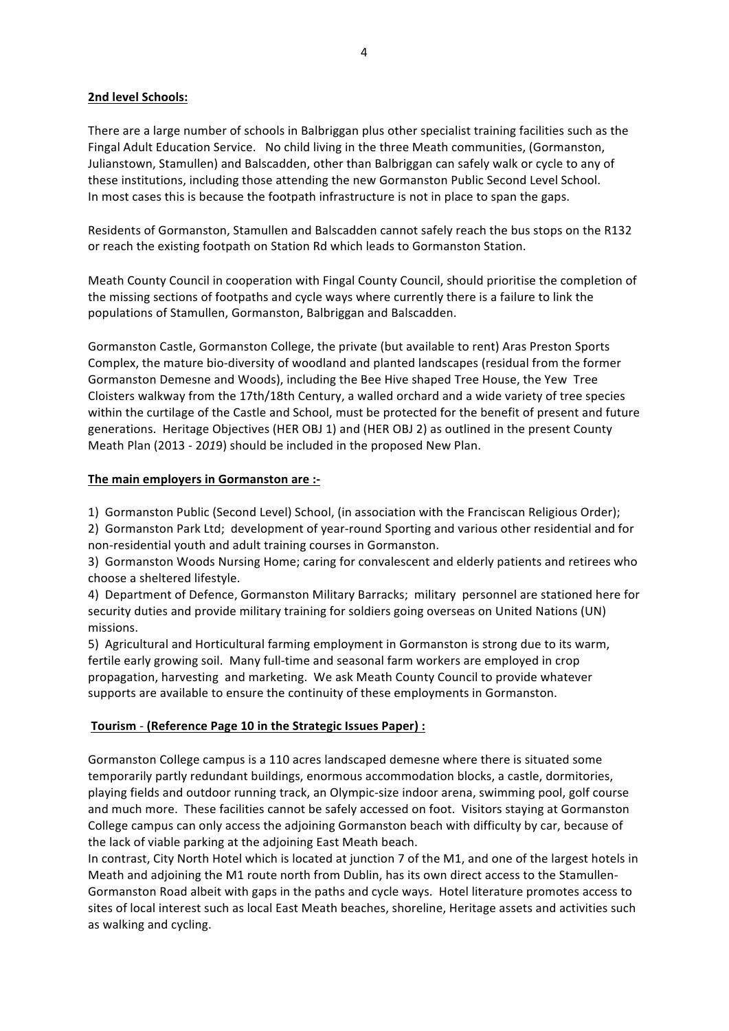**2nd level Schools:**

There are a large number of schools in Balbriggan plus other specialist training facilities such as the Fingal Adult Education Service. No child living in the three Meath communities, (Gormanston, Julianstown, Stamullen) and Balscadden, other than Balbriggan can safely walk or cycle to any of these institutions, including those attending the new Gormanston Public Second Level School. In most cases this is because the footpath infrastructure is not in place to span the gaps.

Residents of Gormanston, Stamullen and Balscadden cannot safely reach the bus stops on the R132 or reach the existing footpath on Station Rd which leads to Gormanston Station.

Meath County Council in cooperation with Fingal County Council, should prioritise the completion of the missing sections of footpaths and cycle ways where currently there is a failure to link the populations of Stamullen, Gormanston, Balbriggan and Balscadden.

Gormanston Castle, Gormanston College, the private (but available to rent) Aras Preston Sports Complex, the mature bio-diversity of woodland and planted landscapes (residual from the former Gormanston Demesne and Woods), including the Bee Hive shaped Tree House, the Yew Tree Cloisters walkway from the 17th/18th Century, a walled orchard and a wide variety of tree species within the curtilage of the Castle and School, must be protected for the benefit of present and future generations. Heritage Objectives (HER OBJ 1) and (HER OBJ 2) as outlined in the present County Meath Plan (2013 - 2019) should be included in the proposed New Plan.

**The main employers in Gormanston are :-**

1) Gormanston Public (Second Level) School, (in association with the Franciscan Religious Order);
2) Gormanston Park Ltd; development of year-round Sporting and various other residential and for non-residential youth and adult training courses in Gormanston.
3) Gormanston Woods Nursing Home; caring for convalescent and elderly patients and retirees who choose a sheltered lifestyle.
4) Department of Defence, Gormanston Military Barracks; military personnel are stationed here for security duties and provide military training for soldiers going overseas on United Nations (UN) missions.
5) Agricultural and Horticultural farming employment in Gormanston is strong due to its warm, fertile early growing soil. Many full-time and seasonal farm workers are employed in crop propagation, harvesting and marketing. We ask Meath County Council to provide whatever supports are available to ensure the continuity of these employments in Gormanston.

**Tourism - (Reference Page 10 in the Strategic Issues Paper) :**

Gormanston College campus is a 110 acres landscaped demesne where there is situated some temporarily partly redundant buildings, enormous accommodation blocks, a castle, dormitories, playing fields and outdoor running track, an Olympic-size indoor arena, swimming pool, golf course and much more. These facilities cannot be safely accessed on foot. Visitors staying at Gormanston College campus can only access the adjoining Gormanston beach with difficulty by car, because of the lack of viable parking at the adjoining East Meath beach.
In contrast, City North Hotel which is located at junction 7 of the M1, and one of the largest hotels in Meath and adjoining the M1 route north from Dublin, has its own direct access to the Stamullen-Gormanston Road albeit with gaps in the paths and cycle ways. Hotel literature promotes access to sites of local interest such as local East Meath beaches, shoreline, Heritage assets and activities such as walking and cycling.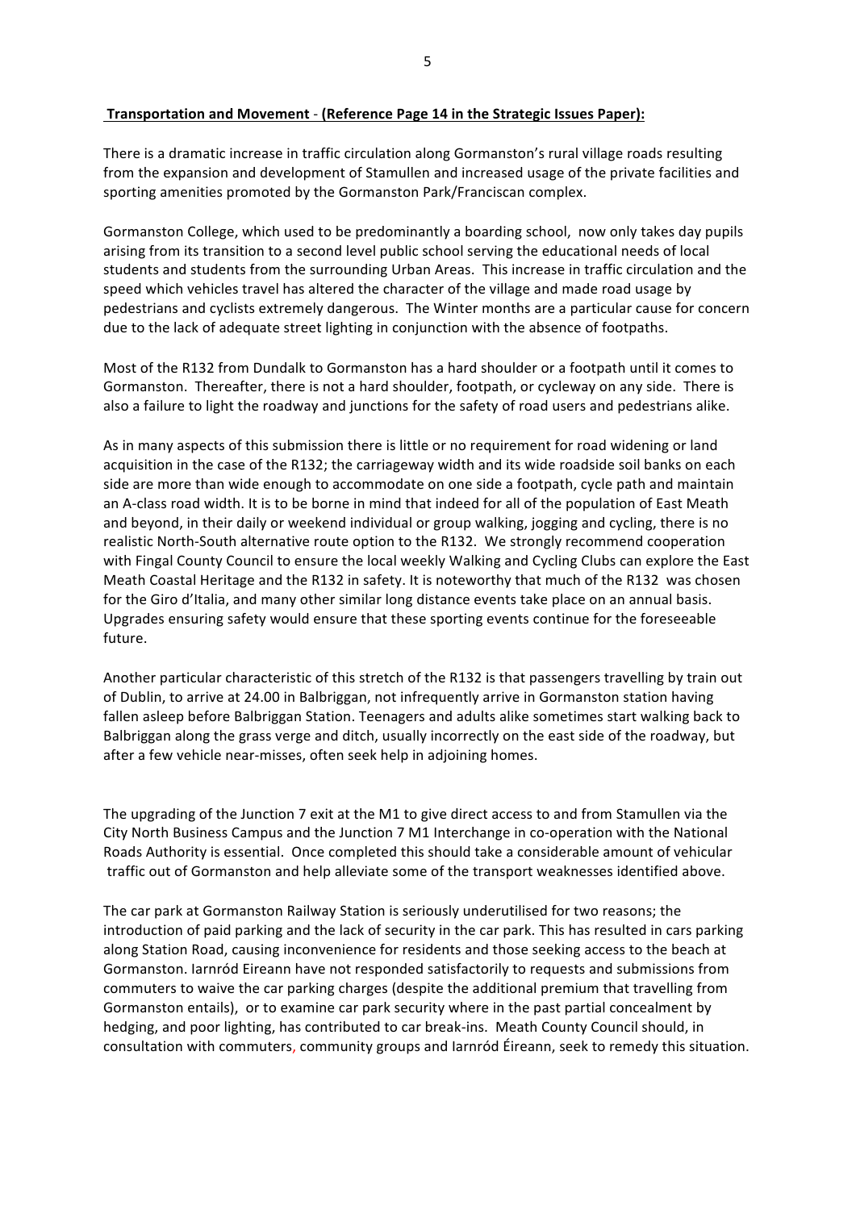**Transportation and Movement - (Reference Page 14 in the Strategic Issues Paper):**

There is a dramatic increase in traffic circulation along Gormanston's rural village roads resulting from the expansion and development of Stamullen and increased usage of the private facilities and sporting amenities promoted by the Gormanston Park/Franciscan complex.

Gormanston College, which used to be predominantly a boarding school, now only takes day pupils arising from its transition to a second level public school serving the educational needs of local students and students from the surrounding Urban Areas. This increase in traffic circulation and the speed which vehicles travel has altered the character of the village and made road usage by pedestrians and cyclists extremely dangerous. The Winter months are a particular cause for concern due to the lack of adequate street lighting in conjunction with the absence of footpaths.

Most of the R132 from Dundalk to Gormanston has a hard shoulder or a footpath until it comes to Gormanston. Thereafter, there is not a hard shoulder, footpath, or cycleway on any side. There is also a failure to light the roadway and junctions for the safety of road users and pedestrians alike.

As in many aspects of this submission there is little or no requirement for road widening or land acquisition in the case of the R132; the carriageway width and its wide roadside soil banks on each side are more than wide enough to accommodate on one side a footpath, cycle path and maintain an A-class road width. It is to be borne in mind that indeed for all of the population of East Meath and beyond, in their daily or weekend individual or group walking, jogging and cycling, there is no realistic North-South alternative route option to the R132. We strongly recommend cooperation with Fingal County Council to ensure the local weekly Walking and Cycling Clubs can explore the East Meath Coastal Heritage and the R132 in safety. It is noteworthy that much of the R132 was chosen for the Giro d'Italia, and many other similar long distance events take place on an annual basis. Upgrades ensuring safety would ensure that these sporting events continue for the foreseeable future.

Another particular characteristic of this stretch of the R132 is that passengers travelling by train out of Dublin, to arrive at 24.00 in Balbriggan, not infrequently arrive in Gormanston station having fallen asleep before Balbriggan Station. Teenagers and adults alike sometimes start walking back to Balbriggan along the grass verge and ditch, usually incorrectly on the east side of the roadway, but after a few vehicle near-misses, often seek help in adjoining homes.

The upgrading of the Junction 7 exit at the M1 to give direct access to and from Stamullen via the City North Business Campus and the Junction 7 M1 Interchange in co-operation with the National Roads Authority is essential. Once completed this should take a considerable amount of vehicular traffic out of Gormanston and help alleviate some of the transport weaknesses identified above.

The car park at Gormanston Railway Station is seriously underutilised for two reasons; the introduction of paid parking and the lack of security in the car park. This has resulted in cars parking along Station Road, causing inconvenience for residents and those seeking access to the beach at Gormanston. Iarnród Eireann have not responded satisfactorily to requests and submissions from commuters to waive the car parking charges (despite the additional premium that travelling from Gormanston entails), or to examine car park security where in the past partial concealment by hedging, and poor lighting, has contributed to car break-ins. Meath County Council should, in consultation with commuters, community groups and Iarnród Éireann, seek to remedy this situation.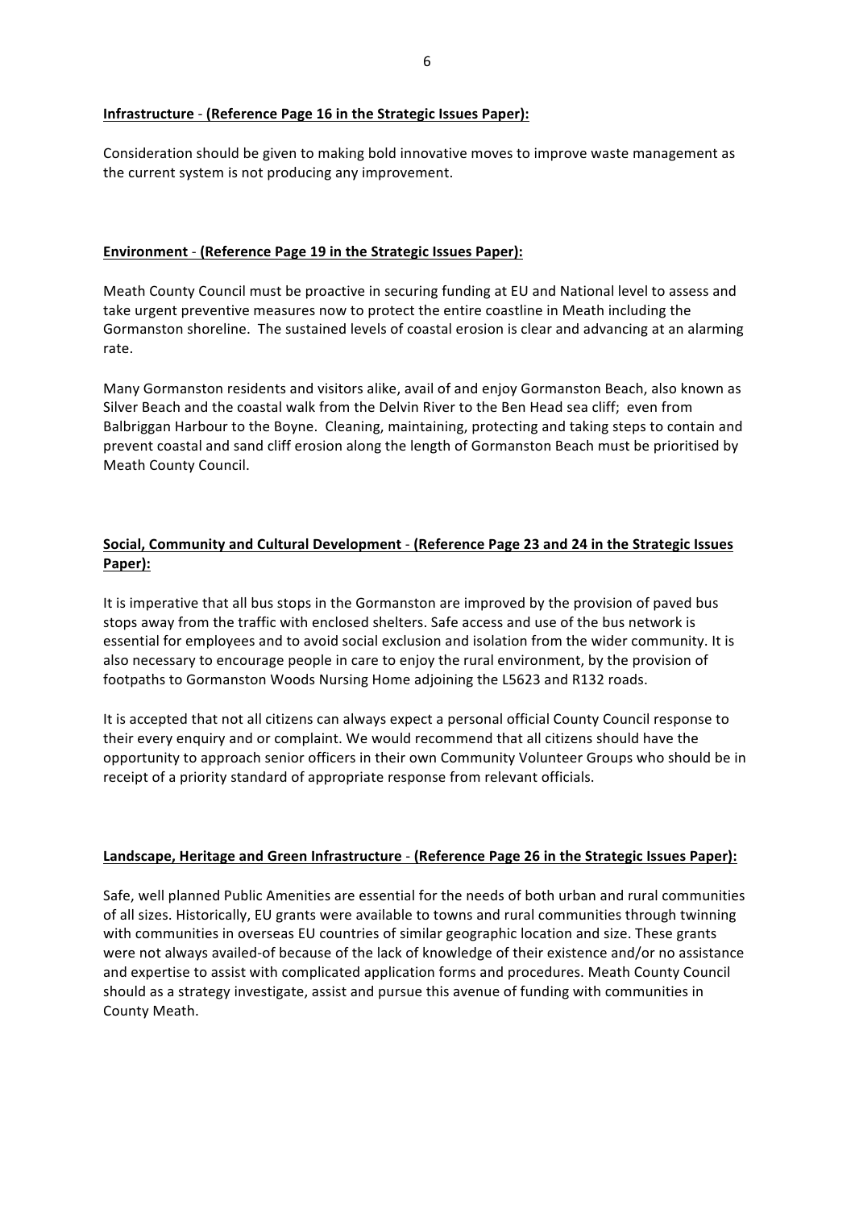**Infrastructure - (Reference Page 16 in the Strategic Issues Paper):**

Consideration should be given to making bold innovative moves to improve waste management as the current system is not producing any improvement.

**Environment - (Reference Page 19 in the Strategic Issues Paper):**

Meath County Council must be proactive in securing funding at EU and National level to assess and take urgent preventive measures now to protect the entire coastline in Meath including the Gormanston shoreline. The sustained levels of coastal erosion is clear and advancing at an alarming rate.

Many Gormanston residents and visitors alike, avail of and enjoy Gormanston Beach, also known as Silver Beach and the coastal walk from the Delvin River to the Ben Head sea cliff; even from Balbriggan Harbour to the Boyne. Cleaning, maintaining, protecting and taking steps to contain and prevent coastal and sand cliff erosion along the length of Gormanston Beach must be prioritised by Meath County Council.

**Social, Community and Cultural Development - (Reference Page 23 and 24 in the Strategic Issues Paper):**

It is imperative that all bus stops in the Gormanston are improved by the provision of paved bus stops away from the traffic with enclosed shelters. Safe access and use of the bus network is essential for employees and to avoid social exclusion and isolation from the wider community. It is also necessary to encourage people in care to enjoy the rural environment, by the provision of footpaths to Gormanston Woods Nursing Home adjoining the L5623 and R132 roads.

It is accepted that not all citizens can always expect a personal official County Council response to their every enquiry and or complaint. We would recommend that all citizens should have the opportunity to approach senior officers in their own Community Volunteer Groups who should be in receipt of a priority standard of appropriate response from relevant officials.

**Landscape, Heritage and Green Infrastructure - (Reference Page 26 in the Strategic Issues Paper):**

Safe, well planned Public Amenities are essential for the needs of both urban and rural communities of all sizes. Historically, EU grants were available to towns and rural communities through twinning with communities in overseas EU countries of similar geographic location and size. These grants were not always availed-of because of the lack of knowledge of their existence and/or no assistance and expertise to assist with complicated application forms and procedures. Meath County Council should as a strategy investigate, assist and pursue this avenue of funding with communities in County Meath.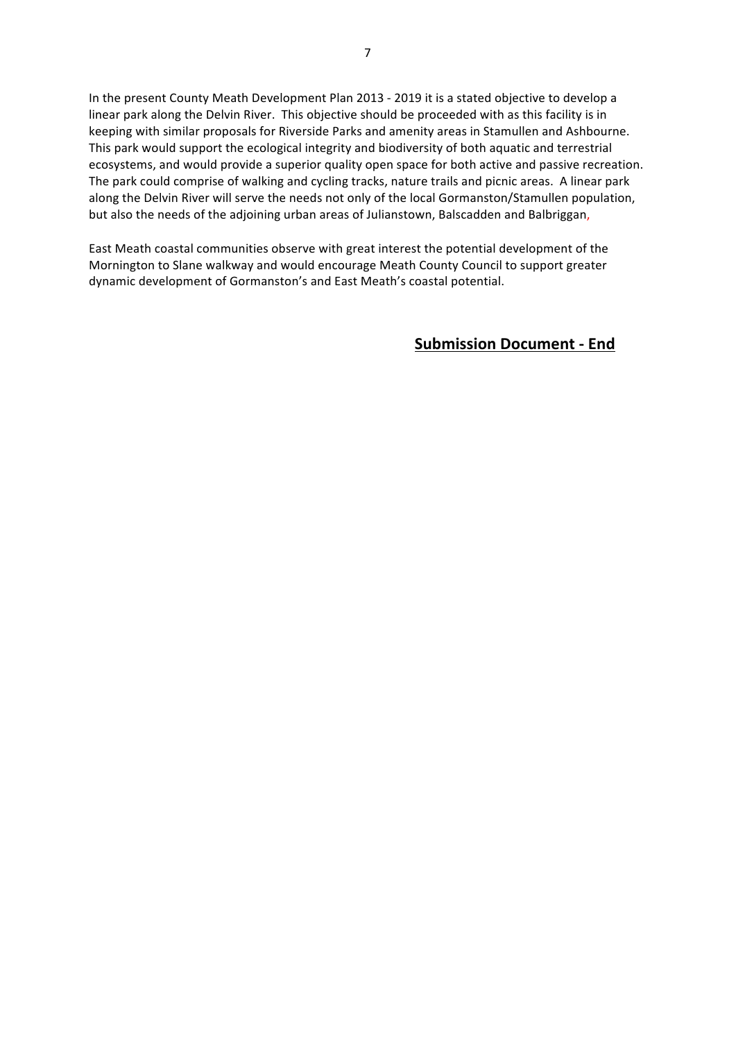In the present County Meath Development Plan 2013 - 2019 it is a stated objective to develop a linear park along the Delvin River. This objective should be proceeded with as this facility is in keeping with similar proposals for Riverside Parks and amenity areas in Stamullen and Ashbourne. This park would support the ecological integrity and biodiversity of both aquatic and terrestrial ecosystems, and would provide a superior quality open space for both active and passive recreation. The park could comprise of walking and cycling tracks, nature trails and picnic areas. A linear park along the Delvin River will serve the needs not only of the local Gormanston/Stamullen population, but also the needs of the adjoining urban areas of Julianstown, Balscadden and Balbriggan,

East Meath coastal communities observe with great interest the potential development of the Mornington to Slane walkway and would encourage Meath County Council to support greater dynamic development of Gormanston's and East Meath's coastal potential.

**Submission Document - End**